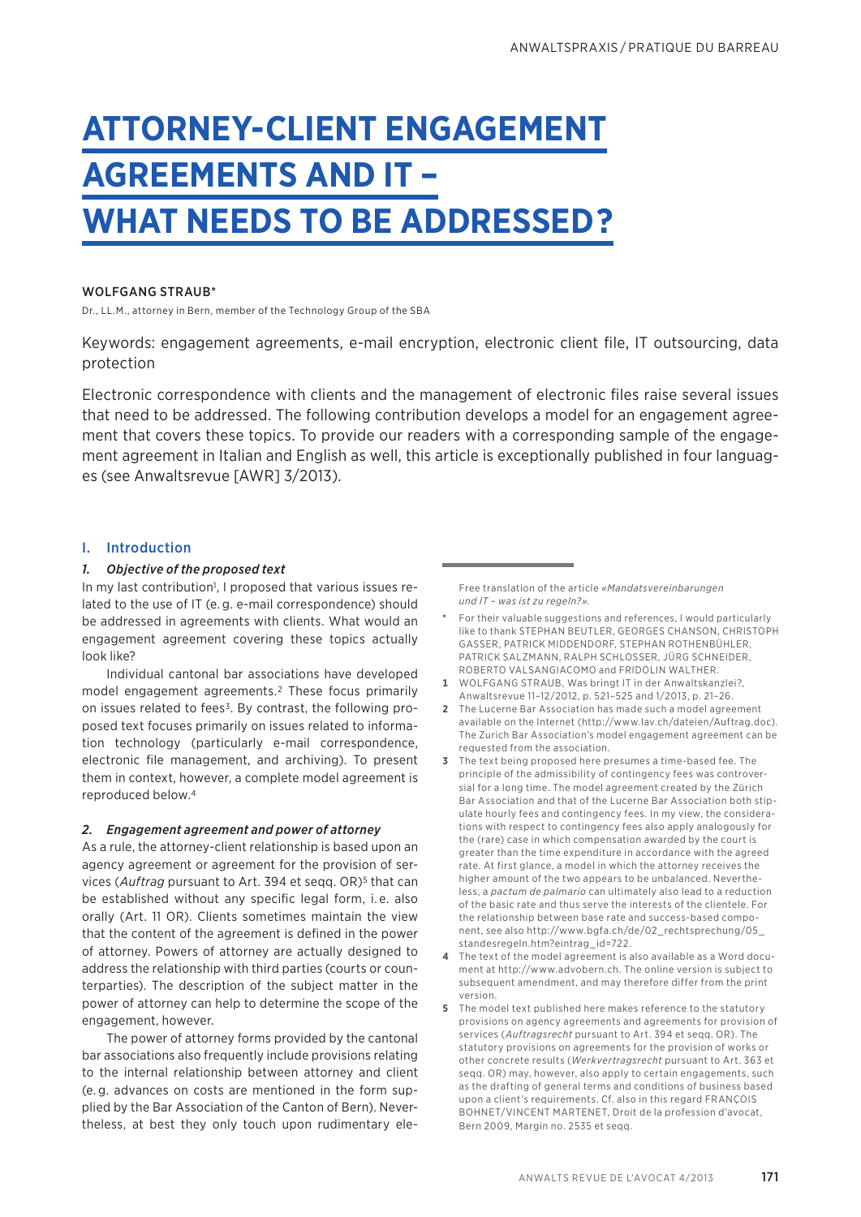# ATTORNEY-CLIENT ENGAGEMENT AGREEMENTS AND IT – WHAT NEEDS TO BE ADDRESSED?

WOLFGANG STRAUB*

Dr., LL.M., attorney in Bern, member of the Technology Group of the SBA

Keywords: engagement agreements, e-mail encryption, electronic client file, IT outsourcing, data protection

Electronic correspondence with clients and the management of electronic files raise several issues that need to be addressed. The following contribution develops a model for an engagement agreement that covers these topics. To provide our readers with a corresponding sample of the engagement agreement in Italian and English as well, this article is exceptionally published in four languages (see Anwaltsrevue [AWR] 3/2013).

## I. Introduction

### *1. Objective of the proposed text*

In my last contribution[1], I proposed that various issues related to the use of IT (e. g. e-mail correspondence) should be addressed in agreements with clients. What would an engagement agreement covering these topics actually look like?

Individual cantonal bar associations have developed model engagement agreements.[2] These focus primarily on issues related to fees[3]. By contrast, the following proposed text focuses primarily on issues related to information technology (particularly e-mail correspondence, electronic file management, and archiving). To present them in context, however, a complete model agreement is reproduced below.[4]

### *2. Engagement agreement and power of attorney*

As a rule, the attorney-client relationship is based upon an agency agreement or agreement for the provision of services (*Auftrag* pursuant to Art. 394 et seqq. OR)[5] that can be established without any specific legal form, i.e. also orally (Art. 11 OR). Clients sometimes maintain the view that the content of the agreement is defined in the power of attorney. Powers of attorney are actually designed to address the relationship with third parties (courts or counterparties). The description of the subject matter in the power of attorney can help to determine the scope of the engagement, however.

The power of attorney forms provided by the cantonal bar associations also frequently include provisions relating to the internal relationship between attorney and client (e. g. advances on costs are mentioned in the form supplied by the Bar Association of the Canton of Bern). Nevertheless, at best they only touch upon rudimentary ele-

---

Free translation of the article *«Mandatsvereinbarungen und IT – was ist zu regeln?»*.

\* For their valuable suggestions and references, I would particularly like to thank STEPHAN BEUTLER, GEORGES CHANSON, CHRISTOPH GASSER, PATRICK MIDDENDORF, STEPHAN ROTHENBÜHLER, PATRICK SALZMANN, RALPH SCHLOSSER, JÜRG SCHNEIDER, ROBERTO VALSANGIACOMO and FRIDOLIN WALTHER.

1 WOLFGANG STRAUB, Was bringt IT in der Anwaltskanzlei?, Anwaltsrevue 11–12/2012, p. 521–525 and 1/2013, p. 21–26.

2 The Lucerne Bar Association has made such a model agreement available on the Internet (http://www.lav.ch/dateien/Auftrag.doc). The Zurich Bar Association's model engagement agreement can be requested from the association.

3 The text being proposed here presumes a time-based fee. The principle of the admissibility of contingency fees was controversial for a long time. The model agreement created by the Zürich Bar Association and that of the Lucerne Bar Association both stipulate hourly fees and contingency fees. In my view, the considerations with respect to contingency fees also apply analogously for the (rare) case in which compensation awarded by the court is greater than the time expenditure in accordance with the agreed rate. At first glance, a model in which the attorney receives the higher amount of the two appears to be unbalanced. Nevertheless, a *pactum de palmario* can ultimately also lead to a reduction of the basic rate and thus serve the interests of the clientele. For the relationship between base rate and success-based component, see also http://www.bgfa.ch/de/02_rechtsprechung/05_standesregeln.htm?eintrag_id=722.

4 The text of the model agreement is also available as a Word document at http://www.advobern.ch. The online version is subject to subsequent amendment, and may therefore differ from the print version.

5 The model text published here makes reference to the statutory provisions on agency agreements and agreements for provision of services (*Auftragsrecht* pursuant to Art. 394 et seqq. OR). The statutory provisions on agreements for the provision of works or other concrete results (*Werkvertragsrecht* pursuant to Art. 363 et seqq. OR) may, however, also apply to certain engagements, such as the drafting of general terms and conditions of business based upon a client's requirements. Cf. also in this regard FRANÇOIS BOHNET/VINCENT MARTENET, Droit de la profession d'avocat, Bern 2009, Margin no. 2535 et seqq.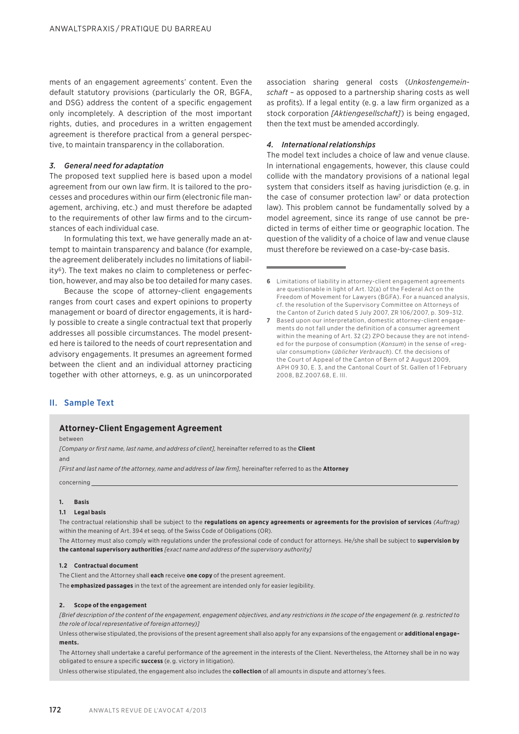ments of an engagement agreements' content. Even the default statutory provisions (particularly the OR, BGFA, and DSG) address the content of a specific engagement only incompletely. A description of the most important rights, duties, and procedures in a written engagement agreement is therefore practical from a general perspective, to maintain transparency in the collaboration.

### *3. General need for adaptation*

The proposed text supplied here is based upon a model agreement from our own law firm. It is tailored to the processes and procedures within our firm (electronic file management, archiving, etc.) and must therefore be adapted to the requirements of other law firms and to the circumstances of each individual case.

In formulating this text, we have generally made an attempt to maintain transparency and balance (for example, the agreement deliberately includes no limitations of liability[6]). The text makes no claim to completeness or perfection, however, and may also be too detailed for many cases.

Because the scope of attorney-client engagements ranges from court cases and expert opinions to property management or board of director engagements, it is hardly possible to create a single contractual text that properly addresses all possible circumstances. The model presented here is tailored to the needs of court representation and advisory engagements. It presumes an agreement formed between the client and an individual attorney practicing together with other attorneys, e.g. as un unincorporated association sharing general costs (*Unkostengemeinschaft* – as opposed to a partnership sharing costs as well as profits). If a legal entity (e.g. a law firm organized as a stock corporation *[Aktiengesellschaft]*) is being engaged, then the text must be amended accordingly.

### *4. International relationships*

The model text includes a choice of law and venue clause. In international engagements, however, this clause could collide with the mandatory provisions of a national legal system that considers itself as having jurisdiction (e.g. in the case of consumer protection law[7] or data protection law). This problem cannot be fundamentally solved by a model agreement, since its range of use cannot be predicted in terms of either time or geographic location. The question of the validity of a choice of law and venue clause must therefore be reviewed on a case-by-case basis.

---

**6** Limitations of liability in attorney-client engagement agreements are questionable in light of Art. 12(a) of the Federal Act on the Freedom of Movement for Lawyers (BGFA). For a nuanced analysis, cf. the resolution of the Supervisory Committee on Attorneys of the Canton of Zurich dated 5 July 2007, ZR 106/2007, p. 309–312.

**7** Based upon our interpretation, domestic attorney-client engagements do not fall under the definition of a consumer agreement within the meaning of Art. 32 (2) ZPO because they are not intended for the purpose of consumption (*Konsum*) in the sense of «regular consumption» (*üblicher Verbrauch*). Cf. the decisions of the Court of Appeal of the Canton of Bern of 2 August 2009, APH 09 30, E. 3, and the Cantonal Court of St. Gallen of 1 February 2008, BZ.2007.68, E. III.

## II. Sample Text

### Attorney-Client Engagement Agreement

between

*[Company or first name, last name, and address of client],* hereinafter referred to as the **Client**

and

*[First and last name of the attorney, name and address of law firm],* hereinafter referred to as the **Attorney**

concerning ______________________________________________

**1. Basis**

**1.1 Legal basis**

The contractual relationship shall be subject to the **regulations on agency agreements or agreements for the provision of services** *(Auftrag)* within the meaning of Art. 394 et seqq. of the Swiss Code of Obligations (OR).

The Attorney must also comply with regulations under the professional code of conduct for attorneys. He/she shall be subject to **supervision by the cantonal supervisory authorities** *[exact name and address of the supervisory authority]*

**1.2 Contractual document**

The Client and the Attorney shall **each** receive **one copy** of the present agreement.

The **emphasized passages** in the text of the agreement are intended only for easier legibility.

**2. Scope of the engagement**

*[Brief description of the content of the engagement, engagement objectives, and any restrictions in the scope of the engagement (e.g. restricted to the role of local representative of foreign attorney)]*

Unless otherwise stipulated, the provisions of the present agreement shall also apply for any expansions of the engagement or **additional engagements.**

The Attorney shall undertake a careful performance of the agreement in the interests of the Client. Nevertheless, the Attorney shall be in no way obligated to ensure a specific **success** (e.g. victory in litigation).

Unless otherwise stipulated, the engagement also includes the **collection** of all amounts in dispute and attorney's fees.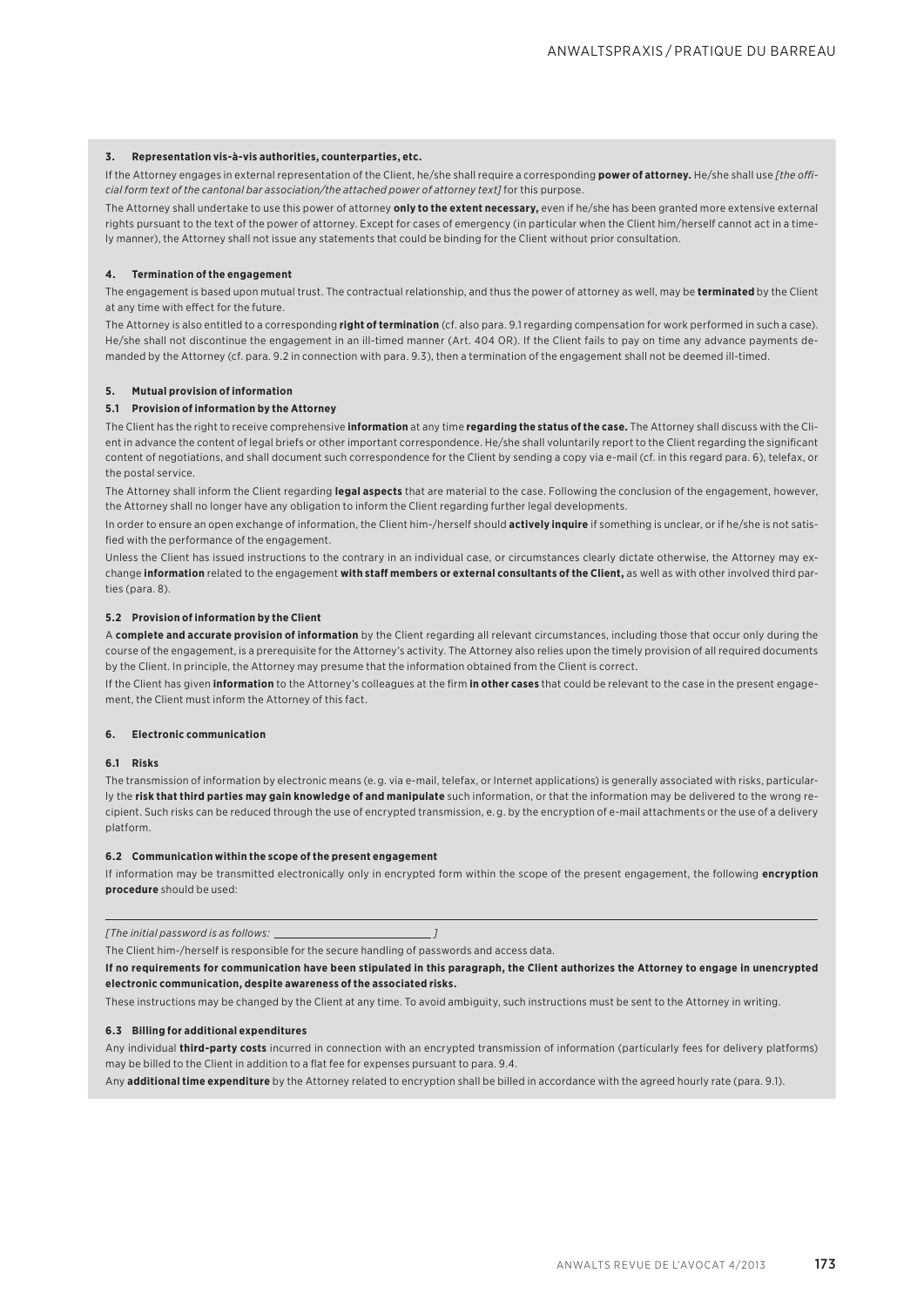### 3. Representation vis-à-vis authorities, counterparties, etc.

If the Attorney engages in external representation of the Client, he/she shall require a corresponding **power of attorney.** He/she shall use *[the official form text of the cantonal bar association/the attached power of attorney text]* for this purpose.

The Attorney shall undertake to use this power of attorney **only to the extent necessary,** even if he/she has been granted more extensive external rights pursuant to the text of the power of attorney. Except for cases of emergency (in particular when the Client him/herself cannot act in a timely manner), the Attorney shall not issue any statements that could be binding for the Client without prior consultation.

### 4. Termination of the engagement

The engagement is based upon mutual trust. The contractual relationship, and thus the power of attorney as well, may be **terminated** by the Client at any time with effect for the future.

The Attorney is also entitled to a corresponding **right of termination** (cf. also para. 9.1 regarding compensation for work performed in such a case). He/she shall not discontinue the engagement in an ill-timed manner (Art. 404 OR). If the Client fails to pay on time any advance payments demanded by the Attorney (cf. para. 9.2 in connection with para. 9.3), then a termination of the engagement shall not be deemed ill-timed.

### 5. Mutual provision of information

#### 5.1 Provision of information by the Attorney

The Client has the right to receive comprehensive **information** at any time **regarding the status of the case.** The Attorney shall discuss with the Client in advance the content of legal briefs or other important correspondence. He/she shall voluntarily report to the Client regarding the significant content of negotiations, and shall document such correspondence for the Client by sending a copy via e-mail (cf. in this regard para. 6), telefax, or the postal service.

The Attorney shall inform the Client regarding **legal aspects** that are material to the case. Following the conclusion of the engagement, however, the Attorney shall no longer have any obligation to inform the Client regarding further legal developments.

In order to ensure an open exchange of information, the Client him-/herself should **actively inquire** if something is unclear, or if he/she is not satisfied with the performance of the engagement.

Unless the Client has issued instructions to the contrary in an individual case, or circumstances clearly dictate otherwise, the Attorney may exchange **information** related to the engagement **with staff members or external consultants of the Client,** as well as with other involved third parties (para. 8).

#### 5.2 Provision of information by the Client

A **complete and accurate provision of information** by the Client regarding all relevant circumstances, including those that occur only during the course of the engagement, is a prerequisite for the Attorney's activity. The Attorney also relies upon the timely provision of all required documents by the Client. In principle, the Attorney may presume that the information obtained from the Client is correct.

If the Client has given **information** to the Attorney's colleagues at the firm **in other cases** that could be relevant to the case in the present engagement, the Client must inform the Attorney of this fact.

### 6. Electronic communication

#### 6.1 Risks

The transmission of information by electronic means (e.g. via e-mail, telefax, or Internet applications) is generally associated with risks, particularly the **risk that third parties may gain knowledge of and manipulate** such information, or that the information may be delivered to the wrong recipient. Such risks can be reduced through the use of encrypted transmission, e.g. by the encryption of e-mail attachments or the use of a delivery platform.

#### 6.2 Communication within the scope of the present engagement

If information may be transmitted electronically only in encrypted form within the scope of the present engagement, the following **encryption procedure** should be used:

---

*[The initial password is as follows: ____________________ ]*

The Client him-/herself is responsible for the secure handling of passwords and access data.

**If no requirements for communication have been stipulated in this paragraph, the Client authorizes the Attorney to engage in unencrypted electronic communication, despite awareness of the associated risks.**

These instructions may be changed by the Client at any time. To avoid ambiguity, such instructions must be sent to the Attorney in writing.

#### 6.3 Billing for additional expenditures

Any individual **third-party costs** incurred in connection with an encrypted transmission of information (particularly fees for delivery platforms) may be billed to the Client in addition to a flat fee for expenses pursuant to para. 9.4.

Any **additional time expenditure** by the Attorney related to encryption shall be billed in accordance with the agreed hourly rate (para. 9.1).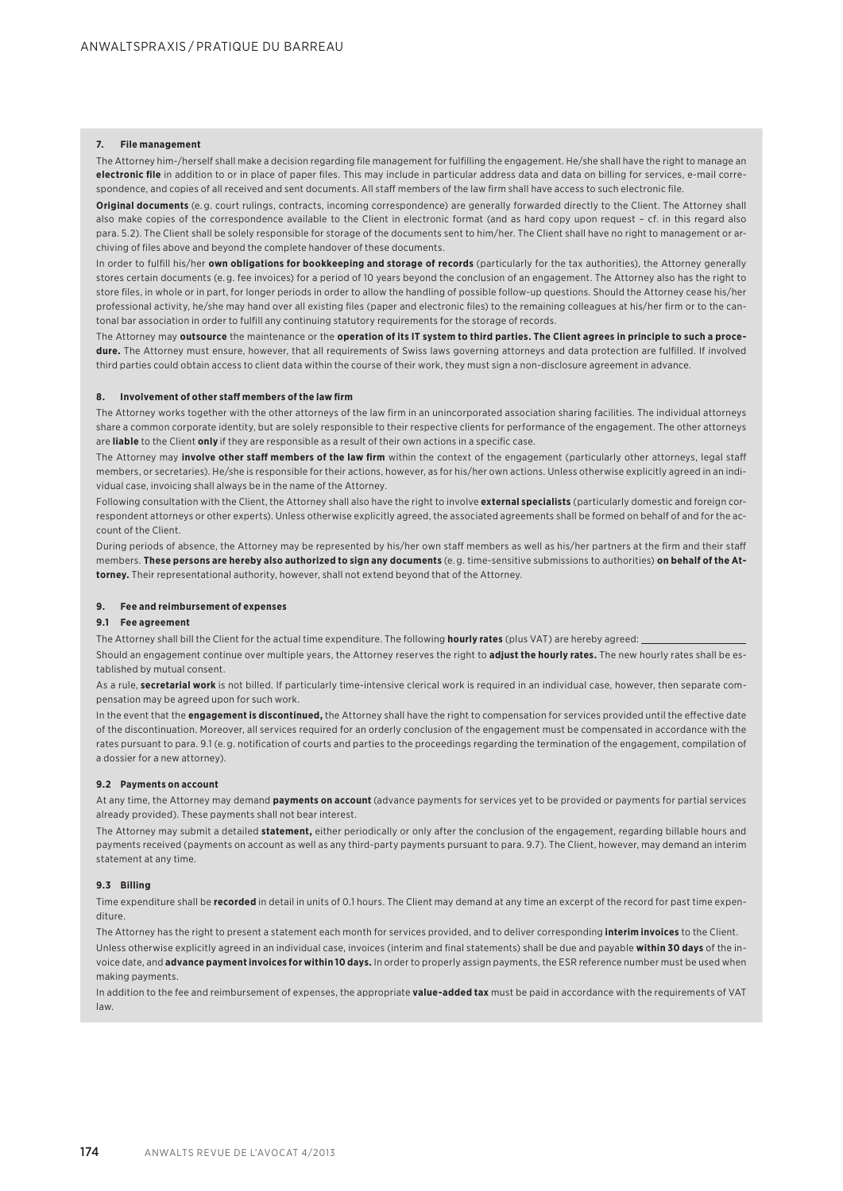#### 7. File management

The Attorney him-/herself shall make a decision regarding file management for fulfilling the engagement. He/she shall have the right to manage an **electronic file** in addition to or in place of paper files. This may include in particular address data and data on billing for services, e-mail correspondence, and copies of all received and sent documents. All staff members of the law firm shall have access to such electronic file.

**Original documents** (e.g. court rulings, contracts, incoming correspondence) are generally forwarded directly to the Client. The Attorney shall also make copies of the correspondence available to the Client in electronic format (and as hard copy upon request – cf. in this regard also para. 5.2). The Client shall be solely responsible for storage of the documents sent to him/her. The Client shall have no right to management or archiving of files above and beyond the complete handover of these documents.

In order to fulfill his/her **own obligations for bookkeeping and storage of records** (particularly for the tax authorities), the Attorney generally stores certain documents (e.g. fee invoices) for a period of 10 years beyond the conclusion of an engagement. The Attorney also has the right to store files, in whole or in part, for longer periods in order to allow the handling of possible follow-up questions. Should the Attorney cease his/her professional activity, he/she may hand over all existing files (paper and electronic files) to the remaining colleagues at his/her firm or to the cantonal bar association in order to fulfill any continuing statutory requirements for the storage of records.

The Attorney may **outsource** the maintenance or the **operation of its IT system to third parties. The Client agrees in principle to such a procedure.** The Attorney must ensure, however, that all requirements of Swiss laws governing attorneys and data protection are fulfilled. If involved third parties could obtain access to client data within the course of their work, they must sign a non-disclosure agreement in advance.

#### 8. Involvement of other staff members of the law firm

The Attorney works together with the other attorneys of the law firm in an unincorporated association sharing facilities. The individual attorneys share a common corporate identity, but are solely responsible to their respective clients for performance of the engagement. The other attorneys are **liable** to the Client **only** if they are responsible as a result of their own actions in a specific case.

The Attorney may **involve other staff members of the law firm** within the context of the engagement (particularly other attorneys, legal staff members, or secretaries). He/she is responsible for their actions, however, as for his/her own actions. Unless otherwise explicitly agreed in an individual case, invoicing shall always be in the name of the Attorney.

Following consultation with the Client, the Attorney shall also have the right to involve **external specialists** (particularly domestic and foreign correspondent attorneys or other experts). Unless otherwise explicitly agreed, the associated agreements shall be formed on behalf of and for the account of the Client.

During periods of absence, the Attorney may be represented by his/her own staff members as well as his/her partners at the firm and their staff members. **These persons are hereby also authorized to sign any documents** (e.g. time-sensitive submissions to authorities) **on behalf of the Attorney.** Their representational authority, however, shall not extend beyond that of the Attorney.

#### 9. Fee and reimbursement of expenses

##### 9.1 Fee agreement

The Attorney shall bill the Client for the actual time expenditure. The following **hourly rates** (plus VAT) are hereby agreed: ____________________

Should an engagement continue over multiple years, the Attorney reserves the right to **adjust the hourly rates.** The new hourly rates shall be established by mutual consent.

As a rule, **secretarial work** is not billed. If particularly time-intensive clerical work is required in an individual case, however, then separate compensation may be agreed upon for such work.

In the event that the **engagement is discontinued,** the Attorney shall have the right to compensation for services provided until the effective date of the discontinuation. Moreover, all services required for an orderly conclusion of the engagement must be compensated in accordance with the rates pursuant to para. 9.1 (e.g. notification of courts and parties to the proceedings regarding the termination of the engagement, compilation of a dossier for a new attorney).

##### 9.2 Payments on account

At any time, the Attorney may demand **payments on account** (advance payments for services yet to be provided or payments for partial services already provided). These payments shall not bear interest.

The Attorney may submit a detailed **statement,** either periodically or only after the conclusion of the engagement, regarding billable hours and payments received (payments on account as well as any third-party payments pursuant to para. 9.7). The Client, however, may demand an interim statement at any time.

##### 9.3 Billing

Time expenditure shall be **recorded** in detail in units of 0.1 hours. The Client may demand at any time an excerpt of the record for past time expenditure.

The Attorney has the right to present a statement each month for services provided, and to deliver corresponding **interim invoices** to the Client.

Unless otherwise explicitly agreed in an individual case, invoices (interim and final statements) shall be due and payable **within 30 days** of the invoice date, and **advance payment invoices for within 10 days.** In order to properly assign payments, the ESR reference number must be used when making payments.

In addition to the fee and reimbursement of expenses, the appropriate **value-added tax** must be paid in accordance with the requirements of VAT law.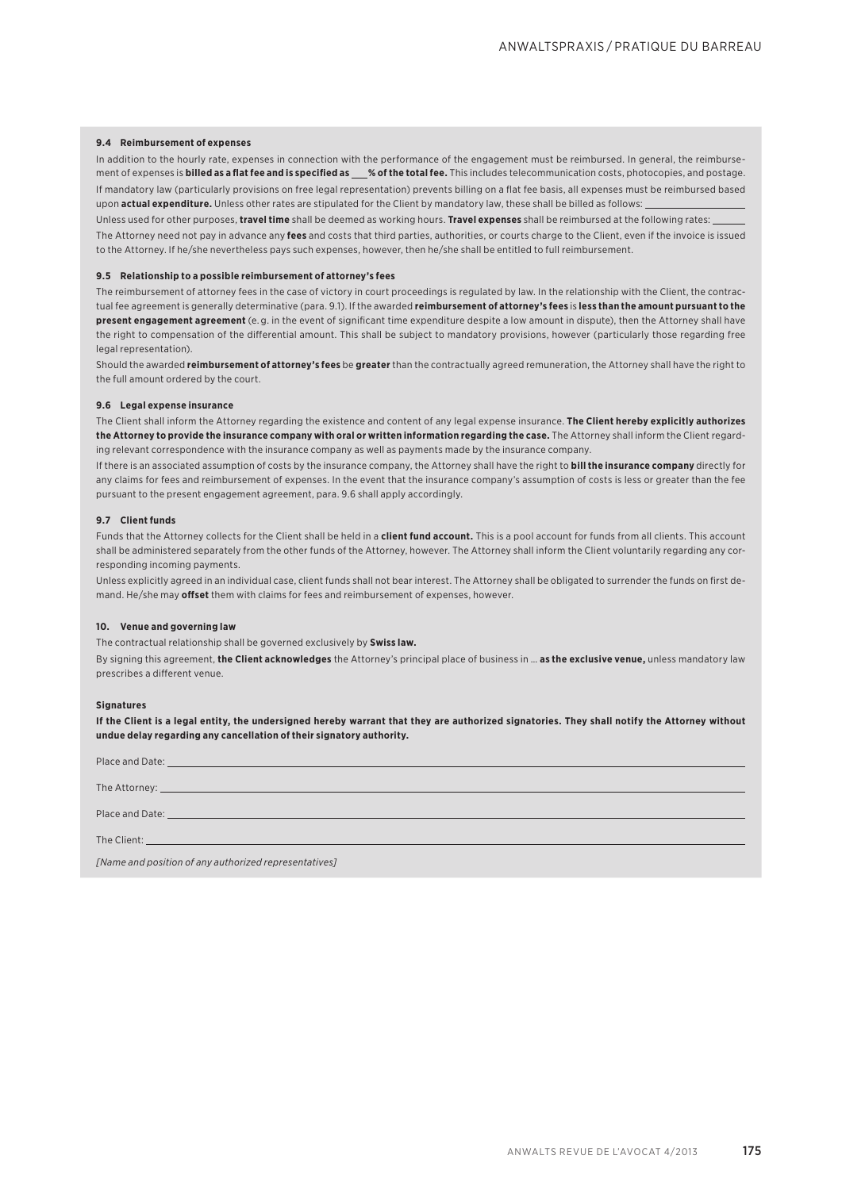#### 9.4 Reimbursement of expenses

In addition to the hourly rate, expenses in connection with the performance of the engagement must be reimbursed. In general, the reimbursement of expenses is **billed as a flat fee and is specified as ___% of the total fee.** This includes telecommunication costs, photocopies, and postage.

If mandatory law (particularly provisions on free legal representation) prevents billing on a flat fee basis, all expenses must be reimbursed based upon **actual expenditure.** Unless other rates are stipulated for the Client by mandatory law, these shall be billed as follows: ____________________

Unless used for other purposes, **travel time** shall be deemed as working hours. **Travel expenses** shall be reimbursed at the following rates: ______

The Attorney need not pay in advance any **fees** and costs that third parties, authorities, or courts charge to the Client, even if the invoice is issued to the Attorney. If he/she nevertheless pays such expenses, however, then he/she shall be entitled to full reimbursement.

#### 9.5 Relationship to a possible reimbursement of attorney's fees

The reimbursement of attorney fees in the case of victory in court proceedings is regulated by law. In the relationship with the Client, the contractual fee agreement is generally determinative (para. 9.1). If the awarded **reimbursement of attorney's fees** is **less than the amount pursuant to the present engagement agreement** (e.g. in the event of significant time expenditure despite a low amount in dispute), then the Attorney shall have the right to compensation of the differential amount. This shall be subject to mandatory provisions, however (particularly those regarding free legal representation).

Should the awarded **reimbursement of attorney's fees** be **greater** than the contractually agreed remuneration, the Attorney shall have the right to the full amount ordered by the court.

#### 9.6 Legal expense insurance

The Client shall inform the Attorney regarding the existence and content of any legal expense insurance. **The Client hereby explicitly authorizes the Attorney to provide the insurance company with oral or written information regarding the case.** The Attorney shall inform the Client regarding relevant correspondence with the insurance company as well as payments made by the insurance company.

If there is an associated assumption of costs by the insurance company, the Attorney shall have the right to **bill the insurance company** directly for any claims for fees and reimbursement of expenses. In the event that the insurance company's assumption of costs is less or greater than the fee pursuant to the present engagement agreement, para. 9.6 shall apply accordingly.

#### 9.7 Client funds

Funds that the Attorney collects for the Client shall be held in a **client fund account.** This is a pool account for funds from all clients. This account shall be administered separately from the other funds of the Attorney, however. The Attorney shall inform the Client voluntarily regarding any corresponding incoming payments.

Unless explicitly agreed in an individual case, client funds shall not bear interest. The Attorney shall be obligated to surrender the funds on first demand. He/she may **offset** them with claims for fees and reimbursement of expenses, however.

#### 10. Venue and governing law

The contractual relationship shall be governed exclusively by **Swiss law.**

By signing this agreement, **the Client acknowledges** the Attorney's principal place of business in … **as the exclusive venue,** unless mandatory law prescribes a different venue.

#### Signatures

**If the Client is a legal entity, the undersigned hereby warrant that they are authorized signatories. They shall notify the Attorney without undue delay regarding any cancellation of their signatory authority.**

Place and Date: ____________________

The Attorney: ____________________

Place and Date: ____________________

The Client: ____________________

*[Name and position of any authorized representatives]*